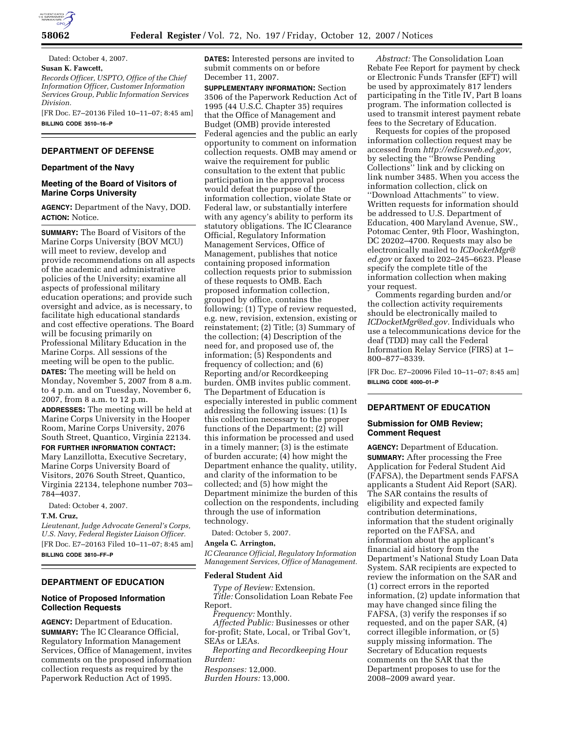Dated: October 4, 2007.

**Susan K. Fawcett,**

*Records Officer, USPTO, Office of the Chief Information Officer, Customer Information Services Group, Public Information Services Division.*

[FR Doc. E7–20136 Filed 10–11–07; 8:45 am]

**BILLING CODE 3510–16–P**

## DEPARTMENT OF DEFENSE

### Department of the Navy

### Meeting of the Board of Visitors of Marine Corps University

**AGENCY:** Department of the Navy, DOD.

**ACTION:** Notice.

**SUMMARY:** The Board of Visitors of the Marine Corps University (BOV MCU) will meet to review, develop and provide recommendations on all aspects of the academic and administrative policies of the University; examine all aspects of professional military education operations; and provide such oversight and advice, as is necessary, to facilitate high educational standards and cost effective operations. The Board will be focusing primarily on Professional Military Education in the Marine Corps. All sessions of the meeting will be open to the public.

**DATES:** The meeting will be held on Monday, November 5, 2007 from 8 a.m. to 4 p.m. and on Tuesday, November 6, 2007, from 8 a.m. to 12 p.m.

**ADDRESSES:** The meeting will be held at Marine Corps University in the Hooper Room, Marine Corps University, 2076 South Street, Quantico, Virginia 22134.

**FOR FURTHER INFORMATION CONTACT:** Mary Lanzillotta, Executive Secretary, Marine Corps University Board of Visitors, 2076 South Street, Quantico, Virginia 22134, telephone number 703–784–4037.

Dated: October 4, 2007.

**T.M. Cruz,**

*Lieutenant, Judge Advocate General's Corps, U.S. Navy, Federal Register Liaison Officer.*

[FR Doc. E7–20163 Filed 10–11–07; 8:45 am]

**BILLING CODE 3810–FF–P**

## DEPARTMENT OF EDUCATION

### Notice of Proposed Information Collection Requests

**AGENCY:** Department of Education.

**SUMMARY:** The IC Clearance Official, Regulatory Information Management Services, Office of Management, invites comments on the proposed information collection requests as required by the Paperwork Reduction Act of 1995.

**DATES:** Interested persons are invited to submit comments on or before December 11, 2007.

**SUPPLEMENTARY INFORMATION:** Section 3506 of the Paperwork Reduction Act of 1995 (44 U.S.C. Chapter 35) requires that the Office of Management and Budget (OMB) provide interested Federal agencies and the public an early opportunity to comment on information collection requests. OMB may amend or waive the requirement for public consultation to the extent that public participation in the approval process would defeat the purpose of the information collection, violate State or Federal law, or substantially interfere with any agency's ability to perform its statutory obligations. The IC Clearance Official, Regulatory Information Management Services, Office of Management, publishes that notice containing proposed information collection requests prior to submission of these requests to OMB. Each proposed information collection, grouped by office, contains the following: (1) Type of review requested, e.g. new, revision, extension, existing or reinstatement; (2) Title; (3) Summary of the collection; (4) Description of the need for, and proposed use of, the information; (5) Respondents and frequency of collection; and (6) Reporting and/or Recordkeeping burden. OMB invites public comment. The Department of Education is especially interested in public comment addressing the following issues: (1) Is this collection necessary to the proper functions of the Department; (2) will this information be processed and used in a timely manner; (3) is the estimate of burden accurate; (4) how might the Department enhance the quality, utility, and clarity of the information to be collected; and (5) how might the Department minimize the burden of this collection on the respondents, including through the use of information technology.

Dated: October 5, 2007.

**Angela C. Arrington,**

*IC Clearance Official, Regulatory Information Management Services, Office of Management.*

#### Federal Student Aid

*Type of Review:* Extension.

*Title:* Consolidation Loan Rebate Fee Report.

*Frequency:* Monthly.

*Affected Public:* Businesses or other for-profit; State, Local, or Tribal Gov't, SEAs or LEAs.

*Reporting and Recordkeeping Hour Burden:*

*Responses:* 12,000.

*Burden Hours:* 13,000.

*Abstract:* The Consolidation Loan Rebate Fee Report for payment by check or Electronic Funds Transfer (EFT) will be used by approximately 817 lenders participating in the Title IV, Part B loans program. The information collected is used to transmit interest payment rebate fees to the Secretary of Education.

Requests for copies of the proposed information collection request may be accessed from *http://edicsweb.ed.gov*, by selecting the ''Browse Pending Collections'' link and by clicking on link number 3485. When you access the information collection, click on ''Download Attachments'' to view. Written requests for information should be addressed to U.S. Department of Education, 400 Maryland Avenue, SW., Potomac Center, 9th Floor, Washington, DC 20202–4700. Requests may also be electronically mailed to *ICDocketMgr@ed.gov* or faxed to 202–245–6623. Please specify the complete title of the information collection when making your request.

Comments regarding burden and/or the collection activity requirements should be electronically mailed to *ICDocketMgr@ed.gov*. Individuals who use a telecommunications device for the deaf (TDD) may call the Federal Information Relay Service (FIRS) at 1–800–877–8339.

[FR Doc. E7–20096 Filed 10–11–07; 8:45 am]

**BILLING CODE 4000–01–P**

## DEPARTMENT OF EDUCATION

### Submission for OMB Review; Comment Request

**AGENCY:** Department of Education.

**SUMMARY:** After processing the Free Application for Federal Student Aid (FAFSA), the Department sends FAFSA applicants a Student Aid Report (SAR). The SAR contains the results of eligibility and expected family contribution determinations, information that the student originally reported on the FAFSA, and information about the applicant's financial aid history from the Department's National Study Loan Data System. SAR recipients are expected to review the information on the SAR and (1) correct errors in the reported information, (2) update information that may have changed since filing the FAFSA, (3) verify the responses if so requested, and on the paper SAR, (4) correct illegible information, or (5) supply missing information. The Secretary of Education requests comments on the SAR that the Department proposes to use for the 2008–2009 award year.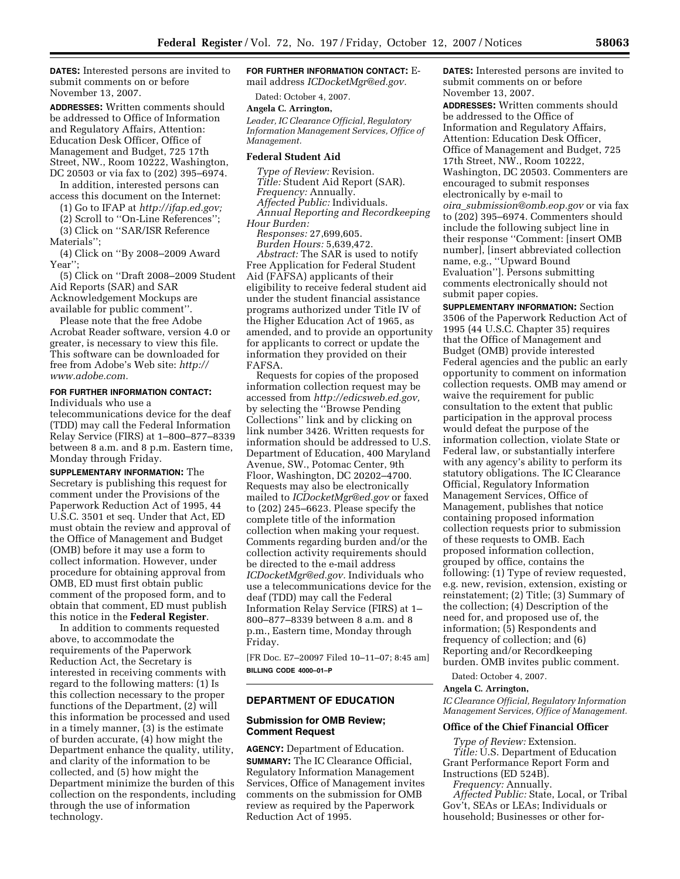**DATES:** Interested persons are invited to submit comments on or before November 13, 2007.

**ADDRESSES:** Written comments should be addressed to Office of Information and Regulatory Affairs, Attention: Education Desk Officer, Office of Management and Budget, 725 17th Street, NW., Room 10222, Washington, DC 20503 or via fax to (202) 395–6974.

In addition, interested persons can access this document on the Internet:

(1) Go to IFAP at *http://ifap.ed.gov;*

(2) Scroll to ''On-Line References'';

(3) Click on ''SAR/ISR Reference Materials'';

(4) Click on ''By 2008–2009 Award Year'';

(5) Click on ''Draft 2008–2009 Student Aid Reports (SAR) and SAR Acknowledgement Mockups are available for public comment''.

Please note that the free Adobe Acrobat Reader software, version 4.0 or greater, is necessary to view this file. This software can be downloaded for free from Adobe's Web site: *http://www.adobe.com.*

**FOR FURTHER INFORMATION CONTACT:** Individuals who use a telecommunications device for the deaf (TDD) may call the Federal Information Relay Service (FIRS) at 1–800–877–8339 between 8 a.m. and 8 p.m. Eastern time, Monday through Friday.

**SUPPLEMENTARY INFORMATION:** The Secretary is publishing this request for comment under the Provisions of the Paperwork Reduction Act of 1995, 44 U.S.C. 3501 et seq. Under that Act, ED must obtain the review and approval of the Office of Management and Budget (OMB) before it may use a form to collect information. However, under procedure for obtaining approval from OMB, ED must first obtain public comment of the proposed form, and to obtain that comment, ED must publish this notice in the **Federal Register**.

In addition to comments requested above, to accommodate the requirements of the Paperwork Reduction Act, the Secretary is interested in receiving comments with regard to the following matters: (1) Is this collection necessary to the proper functions of the Department, (2) will this information be processed and used in a timely manner, (3) is the estimate of burden accurate, (4) how might the Department enhance the quality, utility, and clarity of the information to be collected, and (5) how might the Department minimize the burden of this collection on the respondents, including through the use of information technology.

**FOR FURTHER INFORMATION CONTACT:** E-mail address *ICDocketMgr@ed.gov.*

Dated: October 4, 2007.

**Angela C. Arrington,**

*Leader, IC Clearance Official, Regulatory Information Management Services, Office of Management.*

### Federal Student Aid

*Type of Review:* Revision.

*Title:* Student Aid Report (SAR).

*Frequency:* Annually.

*Affected Public:* Individuals.

*Annual Reporting and Recordkeeping Hour Burden:*

*Responses:* 27,699,605.

*Burden Hours:* 5,639,472.

*Abstract:* The SAR is used to notify Free Application for Federal Student Aid (FAFSA) applicants of their eligibility to receive federal student aid under the student financial assistance programs authorized under Title IV of the Higher Education Act of 1965, as amended, and to provide an opportunity for applicants to correct or update the information they provided on their FAFSA.

Requests for copies of the proposed information collection request may be accessed from *http://edicsweb.ed.gov,* by selecting the ''Browse Pending Collections'' link and by clicking on link number 3426. Written requests for information should be addressed to U.S. Department of Education, 400 Maryland Avenue, SW., Potomac Center, 9th Floor, Washington, DC 20202–4700. Requests may also be electronically mailed to *ICDocketMgr@ed.gov* or faxed to (202) 245–6623. Please specify the complete title of the information collection when making your request. Comments regarding burden and/or the collection activity requirements should be directed to the e-mail address *ICDocketMgr@ed.gov.* Individuals who use a telecommunications device for the deaf (TDD) may call the Federal Information Relay Service (FIRS) at 1–800–877–8339 between 8 a.m. and 8 p.m., Eastern time, Monday through Friday.

[FR Doc. E7–20097 Filed 10–11–07; 8:45 am]

**BILLING CODE 4000–01–P**

## DEPARTMENT OF EDUCATION

### Submission for OMB Review; Comment Request

**AGENCY:** Department of Education.

**SUMMARY:** The IC Clearance Official, Regulatory Information Management Services, Office of Management invites comments on the submission for OMB review as required by the Paperwork Reduction Act of 1995.

**DATES:** Interested persons are invited to submit comments on or before November 13, 2007.

**ADDRESSES:** Written comments should be addressed to the Office of Information and Regulatory Affairs, Attention: Education Desk Officer, Office of Management and Budget, 725 17th Street, NW., Room 10222, Washington, DC 20503. Commenters are encouraged to submit responses electronically by e-mail to *oira_submission@omb.eop.gov* or via fax to (202) 395–6974. Commenters should include the following subject line in their response ''Comment: [insert OMB number], [insert abbreviated collection name, e.g., ''Upward Bound Evaluation'']. Persons submitting comments electronically should not submit paper copies.

**SUPPLEMENTARY INFORMATION:** Section 3506 of the Paperwork Reduction Act of 1995 (44 U.S.C. Chapter 35) requires that the Office of Management and Budget (OMB) provide interested Federal agencies and the public an early opportunity to comment on information collection requests. OMB may amend or waive the requirement for public consultation to the extent that public participation in the approval process would defeat the purpose of the information collection, violate State or Federal law, or substantially interfere with any agency's ability to perform its statutory obligations. The IC Clearance Official, Regulatory Information Management Services, Office of Management, publishes that notice containing proposed information collection requests prior to submission of these requests to OMB. Each proposed information collection, grouped by office, contains the following: (1) Type of review requested, e.g. new, revision, extension, existing or reinstatement; (2) Title; (3) Summary of the collection; (4) Description of the need for, and proposed use of, the information; (5) Respondents and frequency of collection; and (6) Reporting and/or Recordkeeping burden. OMB invites public comment.

Dated: October 4, 2007.

**Angela C. Arrington,**

*IC Clearance Official, Regulatory Information Management Services, Office of Management.*

### Office of the Chief Financial Officer

*Type of Review:* Extension.

*Title:* U.S. Department of Education Grant Performance Report Form and Instructions (ED 524B).

*Frequency:* Annually.

*Affected Public:* State, Local, or Tribal Gov't, SEAs or LEAs; Individuals or household; Businesses or other for-